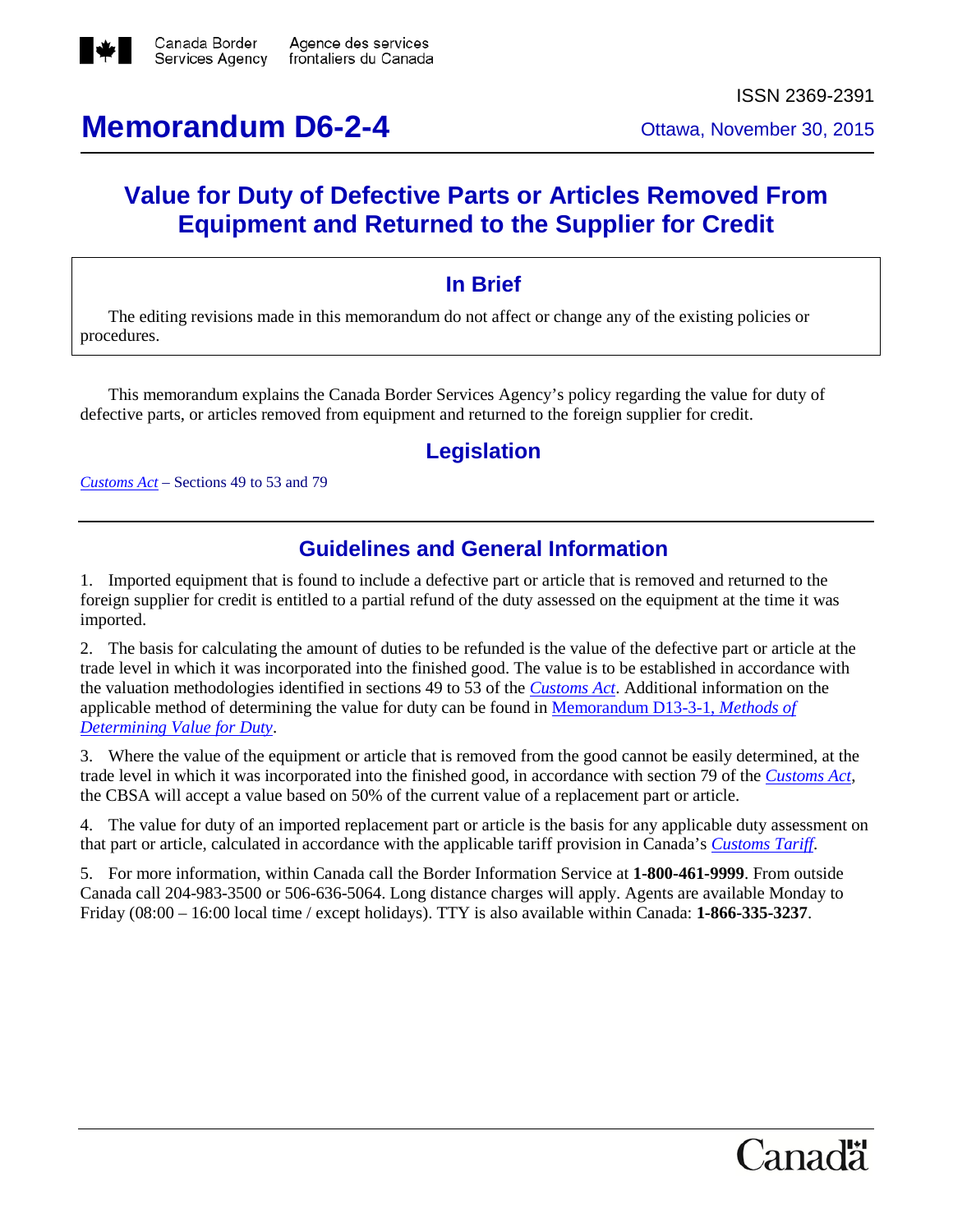Canada Border Services Agency / Agence des services frontaliers du Canada

ISSN 2369-2391

# Memorandum D6-2-4

Ottawa, November 30, 2015

## Value for Duty of Defective Parts or Articles Removed From Equipment and Returned to the Supplier for Credit

### In Brief

The editing revisions made in this memorandum do not affect or change any of the existing policies or procedures.

This memorandum explains the Canada Border Services Agency's policy regarding the value for duty of defective parts, or articles removed from equipment and returned to the foreign supplier for credit.

## Legislation

*Customs Act* – Sections 49 to 53 and 79

## Guidelines and General Information

1. Imported equipment that is found to include a defective part or article that is removed and returned to the foreign supplier for credit is entitled to a partial refund of the duty assessed on the equipment at the time it was imported.

2. The basis for calculating the amount of duties to be refunded is the value of the defective part or article at the trade level in which it was incorporated into the finished good. The value is to be established in accordance with the valuation methodologies identified in sections 49 to 53 of the *Customs Act*. Additional information on the applicable method of determining the value for duty can be found in Memorandum D13-3-1, *Methods of Determining Value for Duty*.

3. Where the value of the equipment or article that is removed from the good cannot be easily determined, at the trade level in which it was incorporated into the finished good, in accordance with section 79 of the *Customs Act*, the CBSA will accept a value based on 50% of the current value of a replacement part or article.

4. The value for duty of an imported replacement part or article is the basis for any applicable duty assessment on that part or article, calculated in accordance with the applicable tariff provision in Canada's *Customs Tariff*.

5. For more information, within Canada call the Border Information Service at **1-800-461-9999**. From outside Canada call 204-983-3500 or 506-636-5064. Long distance charges will apply. Agents are available Monday to Friday (08:00 – 16:00 local time / except holidays). TTY is also available within Canada: **1-866-335-3237**.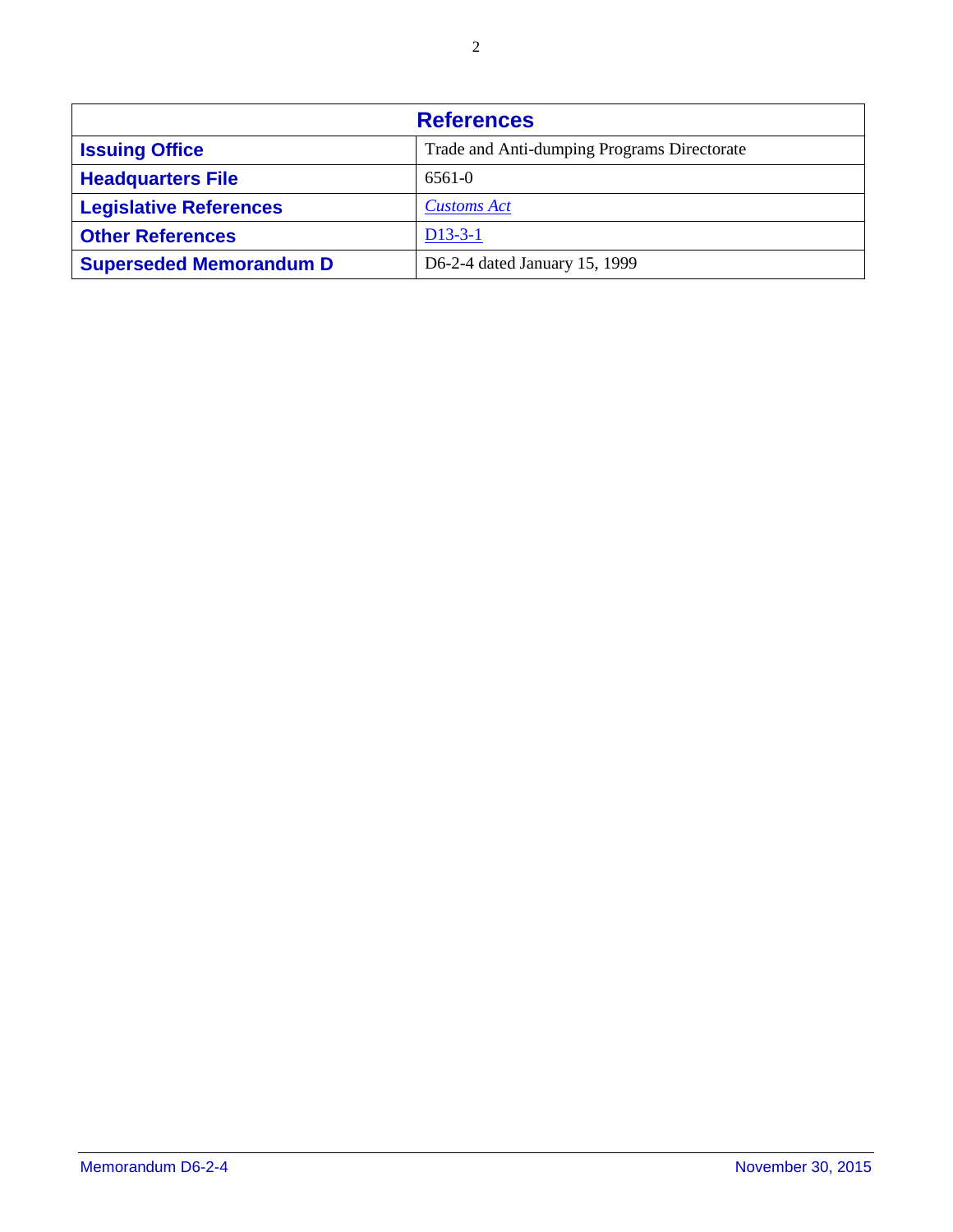| References | |
|---|---|
| **Issuing Office** | Trade and Anti-dumping Programs Directorate |
| **Headquarters File** | 6561-0 |
| **Legislative References** | *Customs Act* |
| **Other References** | D13-3-1 |
| **Superseded Memorandum D** | D6-2-4 dated January 15, 1999 |